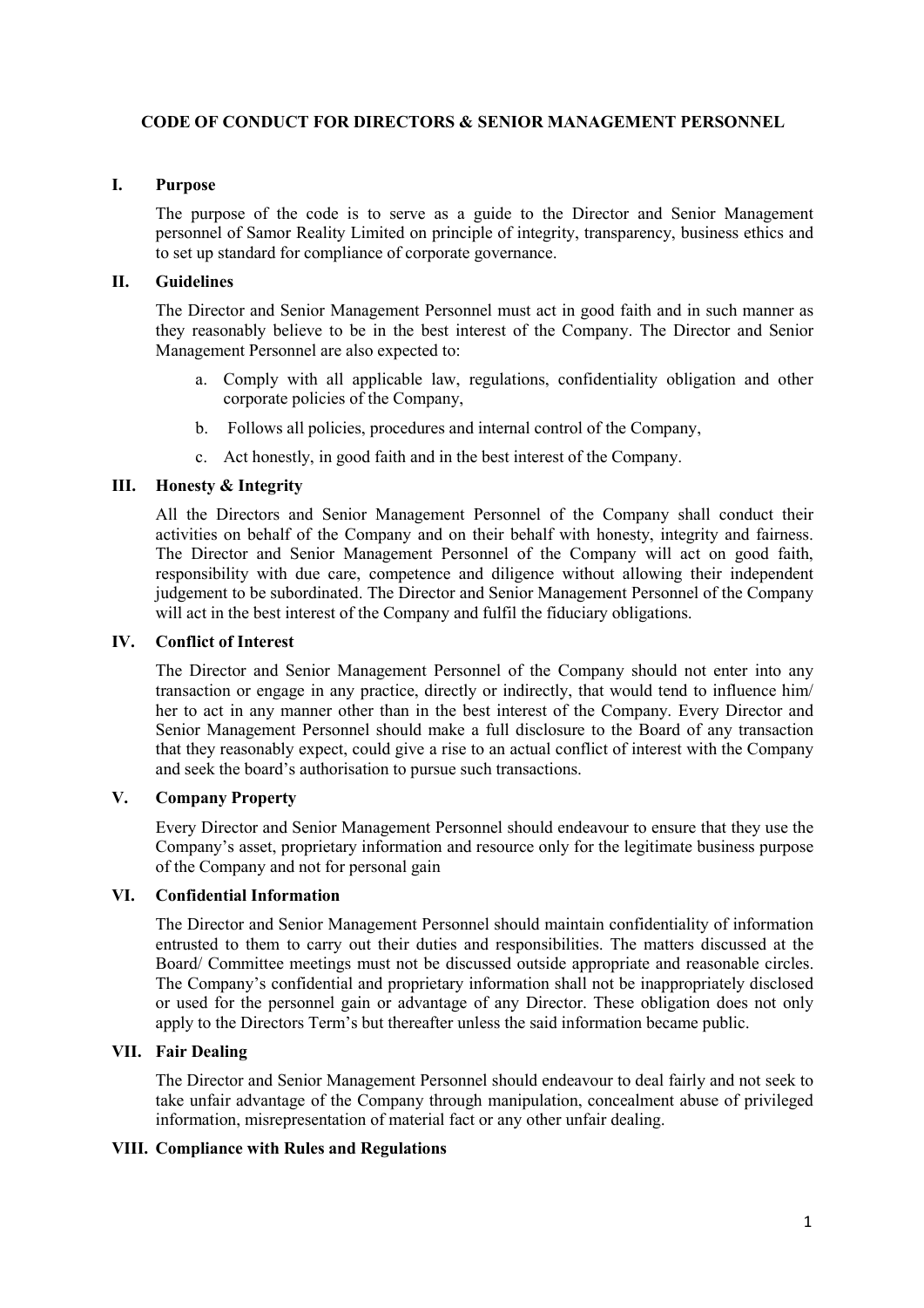# CODE OF CONDUCT FOR DIRECTORS & SENIOR MANAGEMENT PERSONNEL

## I. Purpose

The purpose of the code is to serve as a guide to the Director and Senior Management personnel of Samor Reality Limited on principle of integrity, transparency, business ethics and to set up standard for compliance of corporate governance.

## II. Guidelines

The Director and Senior Management Personnel must act in good faith and in such manner as they reasonably believe to be in the best interest of the Company. The Director and Senior Management Personnel are also expected to:

a. Comply with all applicable law, regulations, confidentiality obligation and other corporate policies of the Company,

b. Follows all policies, procedures and internal control of the Company,

c. Act honestly, in good faith and in the best interest of the Company.

## III. Honesty & Integrity

All the Directors and Senior Management Personnel of the Company shall conduct their activities on behalf of the Company and on their behalf with honesty, integrity and fairness. The Director and Senior Management Personnel of the Company will act on good faith, responsibility with due care, competence and diligence without allowing their independent judgement to be subordinated. The Director and Senior Management Personnel of the Company will act in the best interest of the Company and fulfil the fiduciary obligations.

## IV. Conflict of Interest

The Director and Senior Management Personnel of the Company should not enter into any transaction or engage in any practice, directly or indirectly, that would tend to influence him/ her to act in any manner other than in the best interest of the Company. Every Director and Senior Management Personnel should make a full disclosure to the Board of any transaction that they reasonably expect, could give a rise to an actual conflict of interest with the Company and seek the board's authorisation to pursue such transactions.

## V. Company Property

Every Director and Senior Management Personnel should endeavour to ensure that they use the Company's asset, proprietary information and resource only for the legitimate business purpose of the Company and not for personal gain

## VI. Confidential Information

The Director and Senior Management Personnel should maintain confidentiality of information entrusted to them to carry out their duties and responsibilities. The matters discussed at the Board/ Committee meetings must not be discussed outside appropriate and reasonable circles. The Company's confidential and proprietary information shall not be inappropriately disclosed or used for the personnel gain or advantage of any Director. These obligation does not only apply to the Directors Term's but thereafter unless the said information became public.

## VII. Fair Dealing

The Director and Senior Management Personnel should endeavour to deal fairly and not seek to take unfair advantage of the Company through manipulation, concealment abuse of privileged information, misrepresentation of material fact or any other unfair dealing.

## VIII. Compliance with Rules and Regulations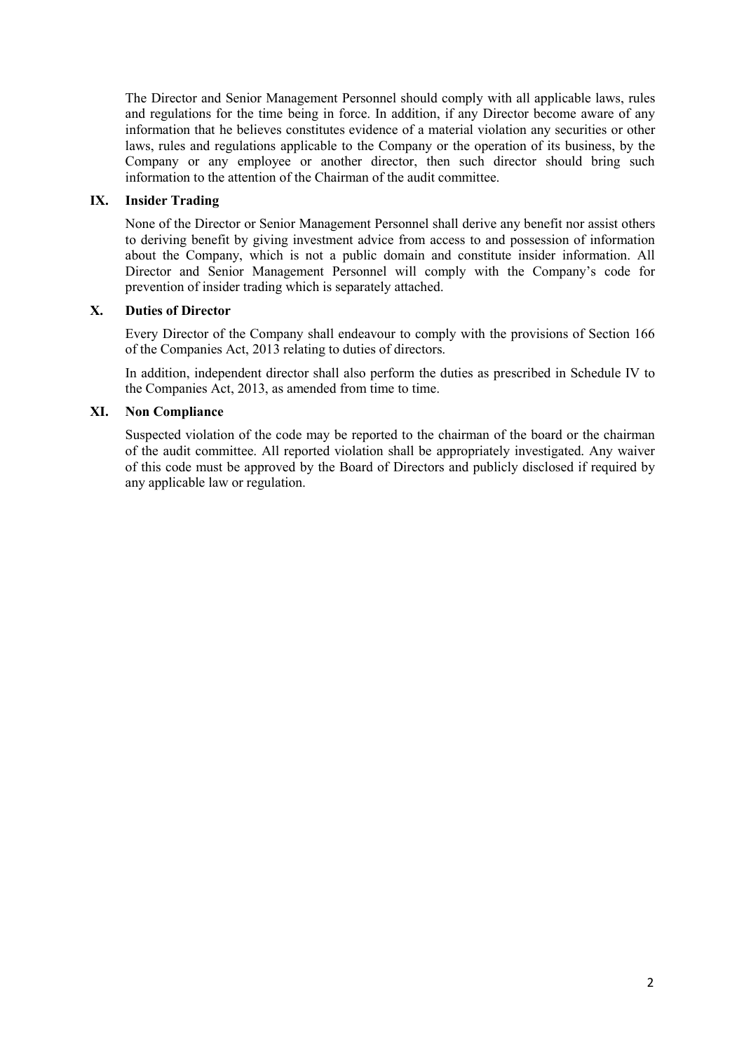The Director and Senior Management Personnel should comply with all applicable laws, rules and regulations for the time being in force. In addition, if any Director become aware of any information that he believes constitutes evidence of a material violation any securities or other laws, rules and regulations applicable to the Company or the operation of its business, by the Company or any employee or another director, then such director should bring such information to the attention of the Chairman of the audit committee.

## IX. Insider Trading

None of the Director or Senior Management Personnel shall derive any benefit nor assist others to deriving benefit by giving investment advice from access to and possession of information about the Company, which is not a public domain and constitute insider information. All Director and Senior Management Personnel will comply with the Company's code for prevention of insider trading which is separately attached.

## X. Duties of Director

Every Director of the Company shall endeavour to comply with the provisions of Section 166 of the Companies Act, 2013 relating to duties of directors.

In addition, independent director shall also perform the duties as prescribed in Schedule IV to the Companies Act, 2013, as amended from time to time.

## XI. Non Compliance

Suspected violation of the code may be reported to the chairman of the board or the chairman of the audit committee. All reported violation shall be appropriately investigated. Any waiver of this code must be approved by the Board of Directors and publicly disclosed if required by any applicable law or regulation.